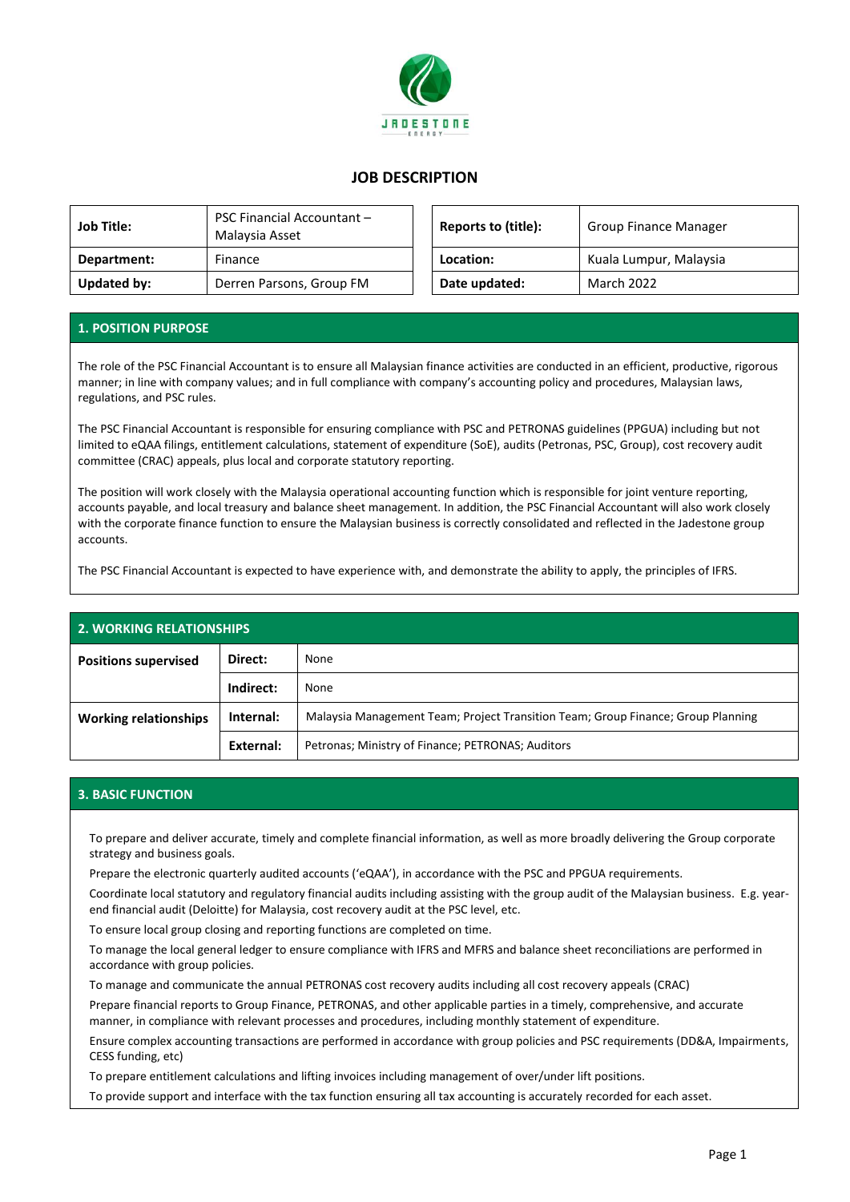# JOB DESCRIPTION

| Job Title: | PSC Financial Accountant – Malaysia Asset | Reports to (title): | Group Finance Manager |
|---|---|---|---|
| Department: | Finance | Location: | Kuala Lumpur, Malaysia |
| Updated by: | Derren Parsons, Group FM | Date updated: | March 2022 |

## 1. POSITION PURPOSE

The role of the PSC Financial Accountant is to ensure all Malaysian finance activities are conducted in an efficient, productive, rigorous manner; in line with company values; and in full compliance with company's accounting policy and procedures, Malaysian laws, regulations, and PSC rules.

The PSC Financial Accountant is responsible for ensuring compliance with PSC and PETRONAS guidelines (PPGUA) including but not limited to eQAA filings, entitlement calculations, statement of expenditure (SoE), audits (Petronas, PSC, Group), cost recovery audit committee (CRAC) appeals, plus local and corporate statutory reporting.

The position will work closely with the Malaysia operational accounting function which is responsible for joint venture reporting, accounts payable, and local treasury and balance sheet management. In addition, the PSC Financial Accountant will also work closely with the corporate finance function to ensure the Malaysian business is correctly consolidated and reflected in the Jadestone group accounts.

The PSC Financial Accountant is expected to have experience with, and demonstrate the ability to apply, the principles of IFRS.

## 2. WORKING RELATIONSHIPS

| | | |
|---|---|---|
| **Positions supervised** | **Direct:** | None |
| | **Indirect:** | None |
| **Working relationships** | **Internal:** | Malaysia Management Team; Project Transition Team; Group Finance; Group Planning |
| | **External:** | Petronas; Ministry of Finance; PETRONAS; Auditors |

## 3. BASIC FUNCTION

To prepare and deliver accurate, timely and complete financial information, as well as more broadly delivering the Group corporate strategy and business goals.

Prepare the electronic quarterly audited accounts ('eQAA'), in accordance with the PSC and PPGUA requirements.

Coordinate local statutory and regulatory financial audits including assisting with the group audit of the Malaysian business. E.g. year-end financial audit (Deloitte) for Malaysia, cost recovery audit at the PSC level, etc.

To ensure local group closing and reporting functions are completed on time.

To manage the local general ledger to ensure compliance with IFRS and MFRS and balance sheet reconciliations are performed in accordance with group policies.

To manage and communicate the annual PETRONAS cost recovery audits including all cost recovery appeals (CRAC)

Prepare financial reports to Group Finance, PETRONAS, and other applicable parties in a timely, comprehensive, and accurate manner, in compliance with relevant processes and procedures, including monthly statement of expenditure.

Ensure complex accounting transactions are performed in accordance with group policies and PSC requirements (DD&A, Impairments, CESS funding, etc)

To prepare entitlement calculations and lifting invoices including management of over/under lift positions.

To provide support and interface with the tax function ensuring all tax accounting is accurately recorded for each asset.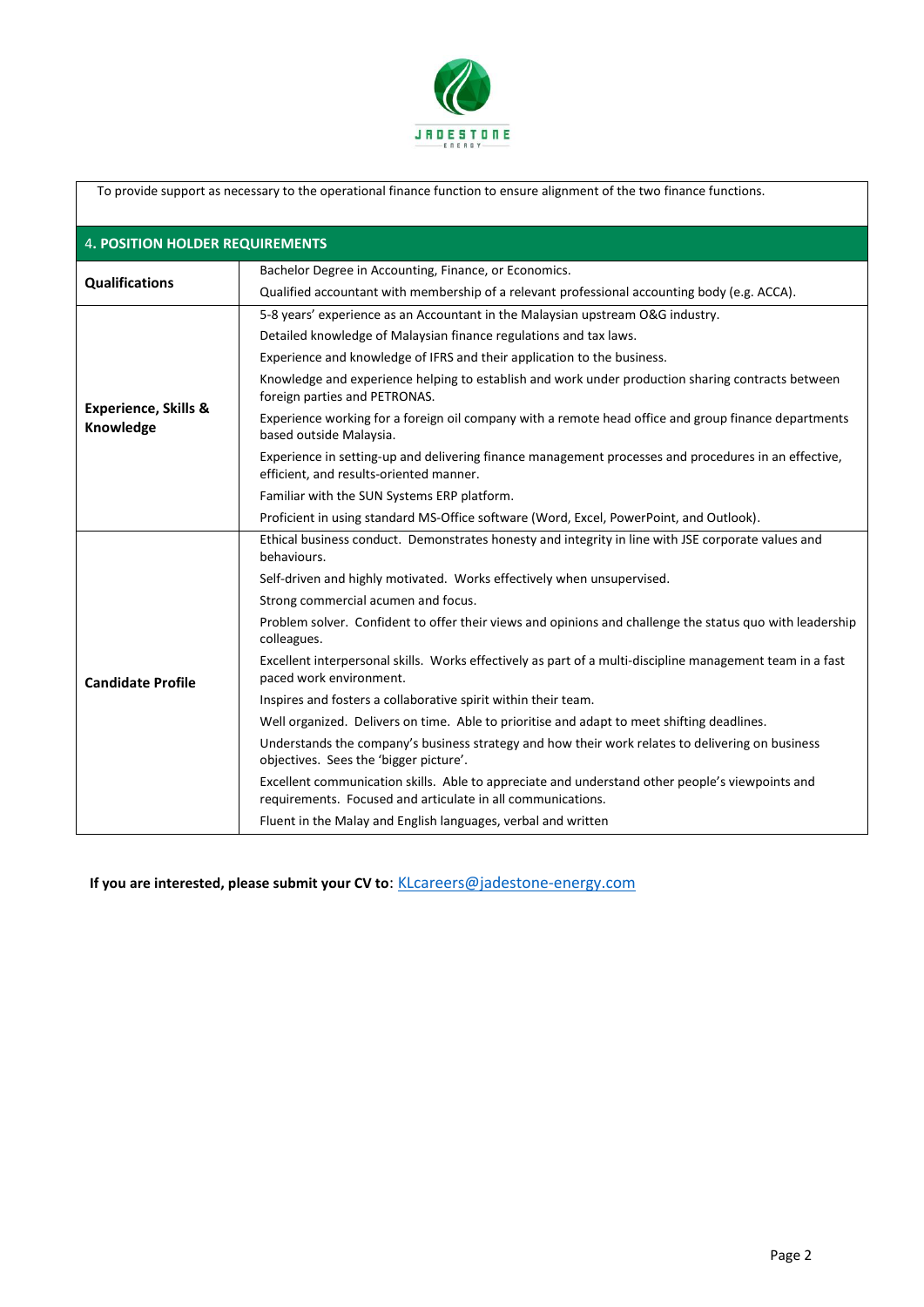To provide support as necessary to the operational finance function to ensure alignment of the two finance functions.

## 4. POSITION HOLDER REQUIREMENTS

| | |
|---|---|
| **Qualifications** | Bachelor Degree in Accounting, Finance, or Economics. |
| | Qualified accountant with membership of a relevant professional accounting body (e.g. ACCA). |
| **Experience, Skills & Knowledge** | 5-8 years' experience as an Accountant in the Malaysian upstream O&G industry. |
| | Detailed knowledge of Malaysian finance regulations and tax laws. |
| | Experience and knowledge of IFRS and their application to the business. |
| | Knowledge and experience helping to establish and work under production sharing contracts between foreign parties and PETRONAS. |
| | Experience working for a foreign oil company with a remote head office and group finance departments based outside Malaysia. |
| | Experience in setting-up and delivering finance management processes and procedures in an effective, efficient, and results-oriented manner. |
| | Familiar with the SUN Systems ERP platform. |
| | Proficient in using standard MS-Office software (Word, Excel, PowerPoint, and Outlook). |
| **Candidate Profile** | Ethical business conduct. Demonstrates honesty and integrity in line with JSE corporate values and behaviours. |
| | Self-driven and highly motivated. Works effectively when unsupervised. |
| | Strong commercial acumen and focus. |
| | Problem solver. Confident to offer their views and opinions and challenge the status quo with leadership colleagues. |
| | Excellent interpersonal skills. Works effectively as part of a multi-discipline management team in a fast paced work environment. |
| | Inspires and fosters a collaborative spirit within their team. |
| | Well organized. Delivers on time. Able to prioritise and adapt to meet shifting deadlines. |
| | Understands the company's business strategy and how their work relates to delivering on business objectives. Sees the 'bigger picture'. |
| | Excellent communication skills. Able to appreciate and understand other people's viewpoints and requirements. Focused and articulate in all communications. |
| | Fluent in the Malay and English languages, verbal and written |

**If you are interested, please submit your CV to**: KLcareers@jadestone-energy.com